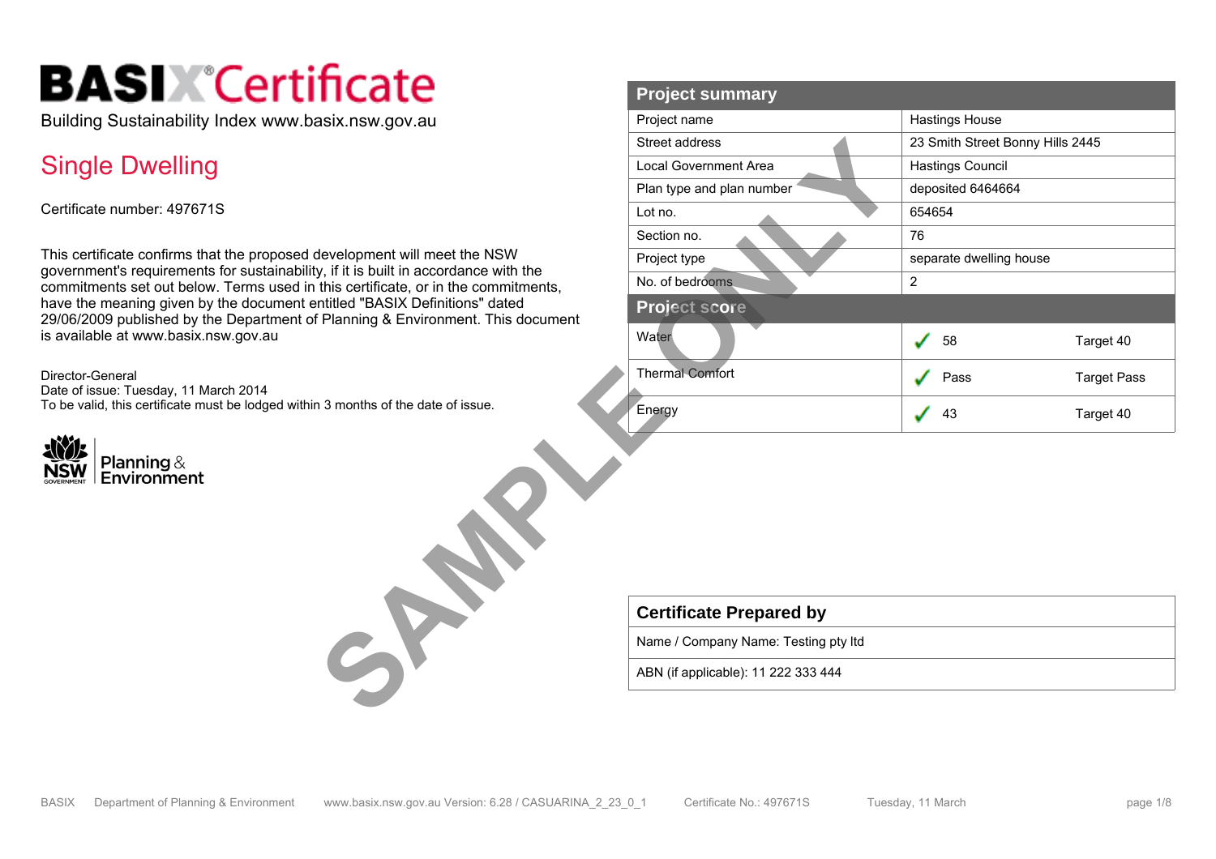# BASIX® Certificate

Building Sustainability Index www.basix.nsw.gov.au

## Single Dwelling

Certificate number: 497671S

This certificate confirms that the proposed development will meet the NSW government's requirements for sustainability, if it is built in accordance with the commitments set out below. Terms used in this certificate, or in the commitments, have the meaning given by the document entitled "BASIX Definitions" dated 29/06/2009 published by the Department of Planning & Environment. This document is available at www.basix.nsw.gov.au

Director-General
Date of issue: Tuesday, 11 March 2014
To be valid, this certificate must be lodged within 3 months of the date of issue.

NSW Government Planning & Environment

SAMPLE ONLY

| Project summary | |
|---|---|
| Project name | Hastings House |
| Street address | 23 Smith Street Bonny Hills 2445 |
| Local Government Area | Hastings Council |
| Plan type and plan number | deposited 6464664 |
| Lot no. | 654654 |
| Section no. | 76 |
| Project type | separate dwelling house |
| No. of bedrooms | 2 |

| Project score | | |
|---|---|---|
| Water | ✓ 58 | Target 40 |
| Thermal Comfort | ✓ Pass | Target Pass |
| Energy | ✓ 43 | Target 40 |

| Certificate Prepared by |
|---|
| Name / Company Name: Testing pty ltd |
| ABN (if applicable): 11 222 333 444 |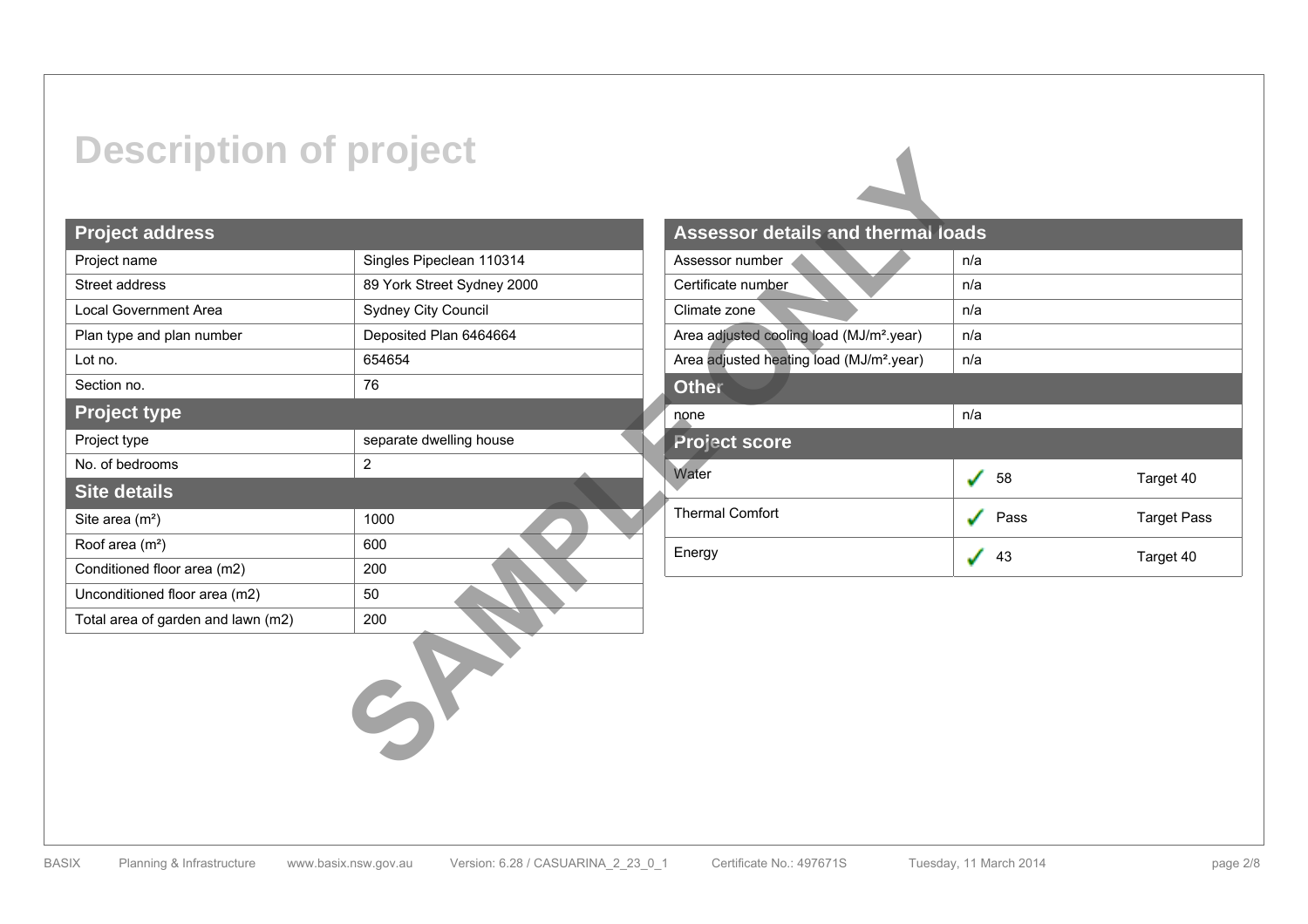# Description of project

| Project address | |
|---|---|
| Project name | Singles Pipeclean 110314 |
| Street address | 89 York Street Sydney 2000 |
| Local Government Area | Sydney City Council |
| Plan type and plan number | Deposited Plan 6464664 |
| Lot no. | 654654 |
| Section no. | 76 |
| **Project type** | |
| Project type | separate dwelling house |
| No. of bedrooms | 2 |
| **Site details** | |
| Site area ($m^2$) | 1000 |
| Roof area ($m^2$) | 600 |
| Conditioned floor area (m2) | 200 |
| Unconditioned floor area (m2) | 50 |
| Total area of garden and lawn (m2) | 200 |

| Assessor details and thermal loads | | |
|---|---|---|
| Assessor number | n/a | |
| Certificate number | n/a | |
| Climate zone | n/a | |
| Area adjusted cooling load ($MJ/m^2$.year) | n/a | |
| Area adjusted heating load ($MJ/m^2$.year) | n/a | |
| **Other** | | |
| none | n/a | |
| **Project score** | | |
| Water | ✓ 58 | Target 40 |
| Thermal Comfort | ✓ Pass | Target Pass |
| Energy | ✓ 43 | Target 40 |

SAMPLE ONLY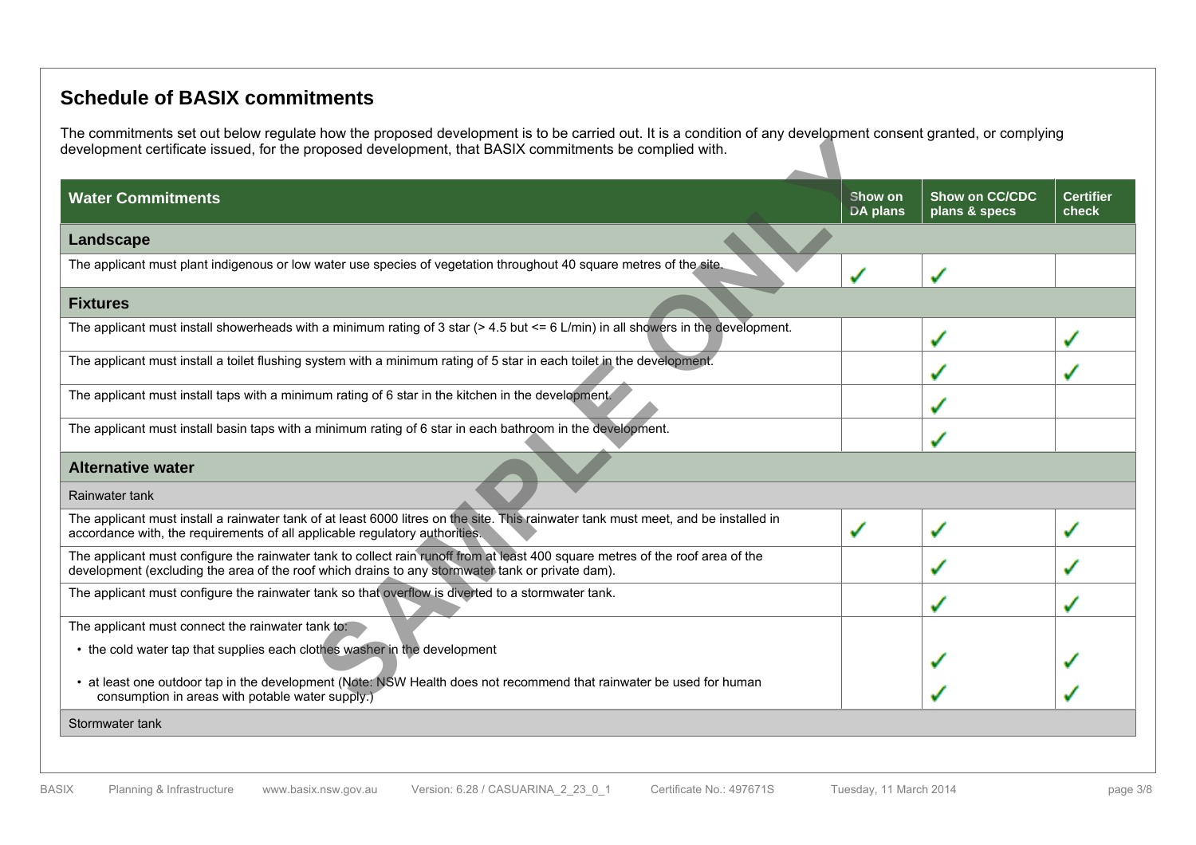## Schedule of BASIX commitments

The commitments set out below regulate how the proposed development is to be carried out. It is a condition of any development consent granted, or complying development certificate issued, for the proposed development, that BASIX commitments be complied with.

| Water Commitments | Show on DA plans | Show on CC/CDC plans & specs | Certifier check |
|---|---|---|---|
| **Landscape** | | | |
| The applicant must plant indigenous or low water use species of vegetation throughout 40 square metres of the site. | ✓ | ✓ | |
| **Fixtures** | | | |
| The applicant must install showerheads with a minimum rating of 3 star (> 4.5 but <= 6 L/min) in all showers in the development. | | ✓ | ✓ |
| The applicant must install a toilet flushing system with a minimum rating of 5 star in each toilet in the development. | | ✓ | ✓ |
| The applicant must install taps with a minimum rating of 6 star in the kitchen in the development. | | ✓ | |
| The applicant must install basin taps with a minimum rating of 6 star in each bathroom in the development. | | ✓ | |
| **Alternative water** | | | |
| Rainwater tank | | | |
| The applicant must install a rainwater tank of at least 6000 litres on the site. This rainwater tank must meet, and be installed in accordance with, the requirements of all applicable regulatory authorities. | ✓ | ✓ | ✓ |
| The applicant must configure the rainwater tank to collect rain runoff from at least 400 square metres of the roof area of the development (excluding the area of the roof which drains to any stormwater tank or private dam). | | ✓ | ✓ |
| The applicant must configure the rainwater tank so that overflow is diverted to a stormwater tank. | | ✓ | ✓ |
| The applicant must connect the rainwater tank to: | | | |
| • the cold water tap that supplies each clothes washer in the development | | ✓ | ✓ |
| • at least one outdoor tap in the development (Note: NSW Health does not recommend that rainwater be used for human consumption in areas with potable water supply.) | | ✓ | ✓ |
| Stormwater tank | | | |

SAMPLE ONLY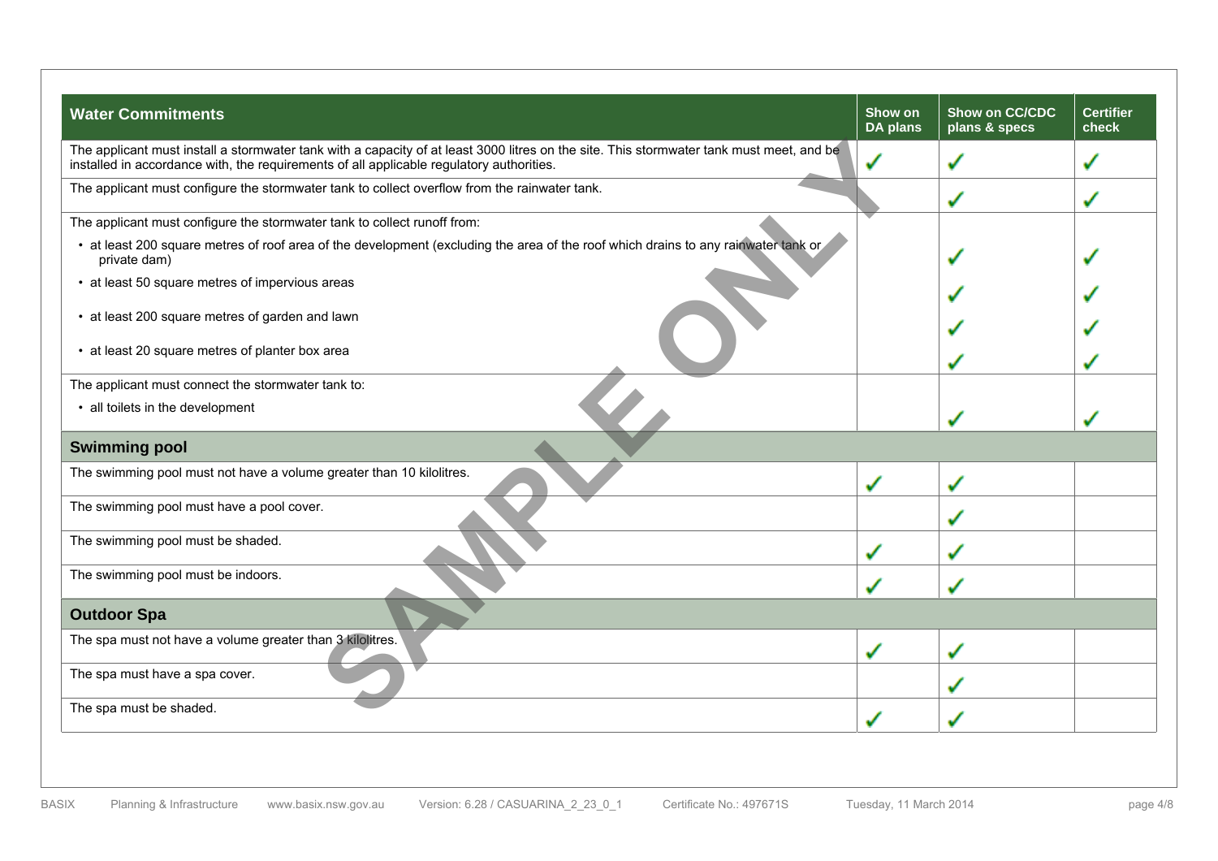| Water Commitments | Show on DA plans | Show on CC/CDC plans & specs | Certifier check |
|---|---|---|---|
| The applicant must install a stormwater tank with a capacity of at least 3000 litres on the site. This stormwater tank must meet, and be installed in accordance with, the requirements of all applicable regulatory authorities. | ✓ | ✓ | ✓ |
| The applicant must configure the stormwater tank to collect overflow from the rainwater tank. | | ✓ | ✓ |
| The applicant must configure the stormwater tank to collect runoff from: | | | |
| • at least 200 square metres of roof area of the development (excluding the area of the roof which drains to any rainwater tank or private dam) | | ✓ | ✓ |
| • at least 50 square metres of impervious areas | | ✓ | ✓ |
| • at least 200 square metres of garden and lawn | | ✓ | ✓ |
| • at least 20 square metres of planter box area | | ✓ | ✓ |
| The applicant must connect the stormwater tank to: | | | |
| • all toilets in the development | | ✓ | ✓ |
| **Swimming pool** | | | |
| The swimming pool must not have a volume greater than 10 kilolitres. | ✓ | ✓ | |
| The swimming pool must have a pool cover. | | ✓ | |
| The swimming pool must be shaded. | ✓ | ✓ | |
| The swimming pool must be indoors. | ✓ | ✓ | |
| **Outdoor Spa** | | | |
| The spa must not have a volume greater than 3 kilolitres. | ✓ | ✓ | |
| The spa must have a spa cover. | | ✓ | |
| The spa must be shaded. | ✓ | ✓ | |

SAMPLE ONLY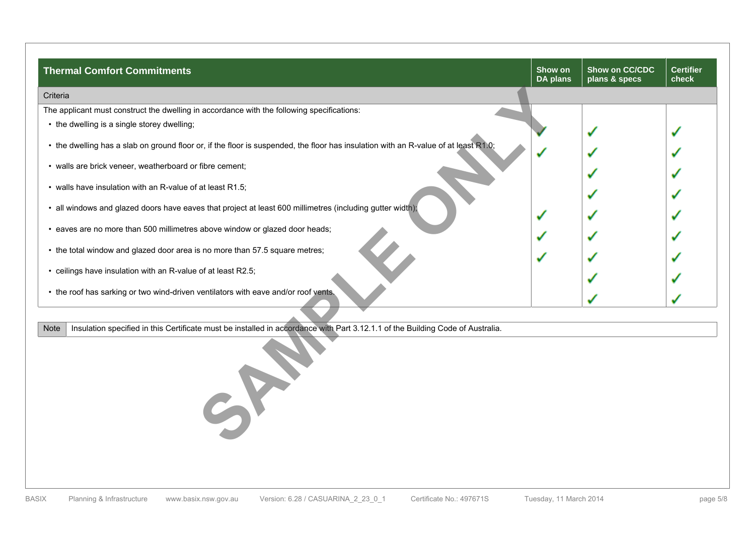| Thermal Comfort Commitments | Show on DA plans | Show on CC/CDC plans & specs | Certifier check |
|---|---|---|---|
| Criteria | | | |
| The applicant must construct the dwelling in accordance with the following specifications: | | | |
| • the dwelling is a single storey dwelling; | ✓ | ✓ | ✓ |
| • the dwelling has a slab on ground floor or, if the floor is suspended, the floor has insulation with an R-value of at least R1.0; | ✓ | ✓ | ✓ |
| • walls are brick veneer, weatherboard or fibre cement; | | ✓ | ✓ |
| • walls have insulation with an R-value of at least R1.5; | | ✓ | ✓ |
| • all windows and glazed doors have eaves that project at least 600 millimetres (including gutter width); | ✓ | ✓ | ✓ |
| • eaves are no more than 500 millimetres above window or glazed door heads; | ✓ | ✓ | ✓ |
| • the total window and glazed door area is no more than 57.5 square metres; | ✓ | ✓ | ✓ |
| • ceilings have insulation with an R-value of at least R2.5; | | ✓ | ✓ |
| • the roof has sarking or two wind-driven ventilators with eave and/or roof vents. | | ✓ | ✓ |

| Note | Insulation specified in this Certificate must be installed in accordance with Part 3.12.1.1 of the Building Code of Australia. |
|---|---|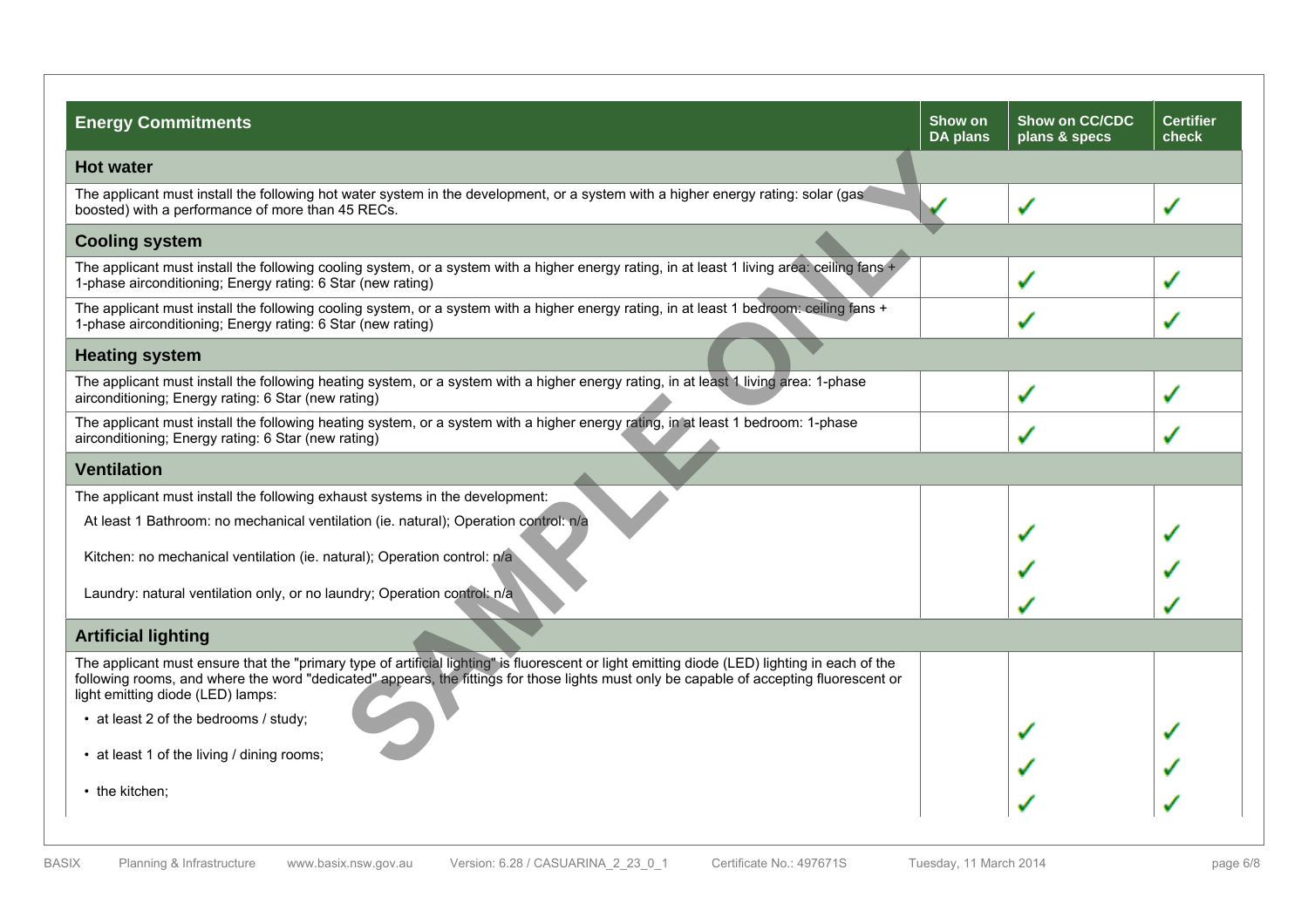| Energy Commitments | Show on DA plans | Show on CC/CDC plans & specs | Certifier check |
|---|---|---|---|
| **Hot water** | | | |
| The applicant must install the following hot water system in the development, or a system with a higher energy rating: solar (gas boosted) with a performance of more than 45 RECs. | ✓ | ✓ | ✓ |
| **Cooling system** | | | |
| The applicant must install the following cooling system, or a system with a higher energy rating, in at least 1 living area: ceiling fans + 1-phase airconditioning; Energy rating: 6 Star (new rating) | | ✓ | ✓ |
| The applicant must install the following cooling system, or a system with a higher energy rating, in at least 1 bedroom: ceiling fans + 1-phase airconditioning; Energy rating: 6 Star (new rating) | | ✓ | ✓ |
| **Heating system** | | | |
| The applicant must install the following heating system, or a system with a higher energy rating, in at least 1 living area: 1-phase airconditioning; Energy rating: 6 Star (new rating) | | ✓ | ✓ |
| The applicant must install the following heating system, or a system with a higher energy rating, in at least 1 bedroom: 1-phase airconditioning; Energy rating: 6 Star (new rating) | | ✓ | ✓ |
| **Ventilation** | | | |
| The applicant must install the following exhaust systems in the development: | | | |
| At least 1 Bathroom: no mechanical ventilation (ie. natural); Operation control: n/a | | ✓ | ✓ |
| Kitchen: no mechanical ventilation (ie. natural); Operation control: n/a | | ✓ | ✓ |
| Laundry: natural ventilation only, or no laundry; Operation control: n/a | | ✓ | ✓ |
| **Artificial lighting** | | | |
| The applicant must ensure that the "primary type of artificial lighting" is fluorescent or light emitting diode (LED) lighting in each of the following rooms, and where the word "dedicated" appears, the fittings for those lights must only be capable of accepting fluorescent or light emitting diode (LED) lamps: | | | |
| • at least 2 of the bedrooms / study; | | ✓ | ✓ |
| • at least 1 of the living / dining rooms; | | ✓ | ✓ |
| • the kitchen; | | ✓ | ✓ |

SAMPLE ONLY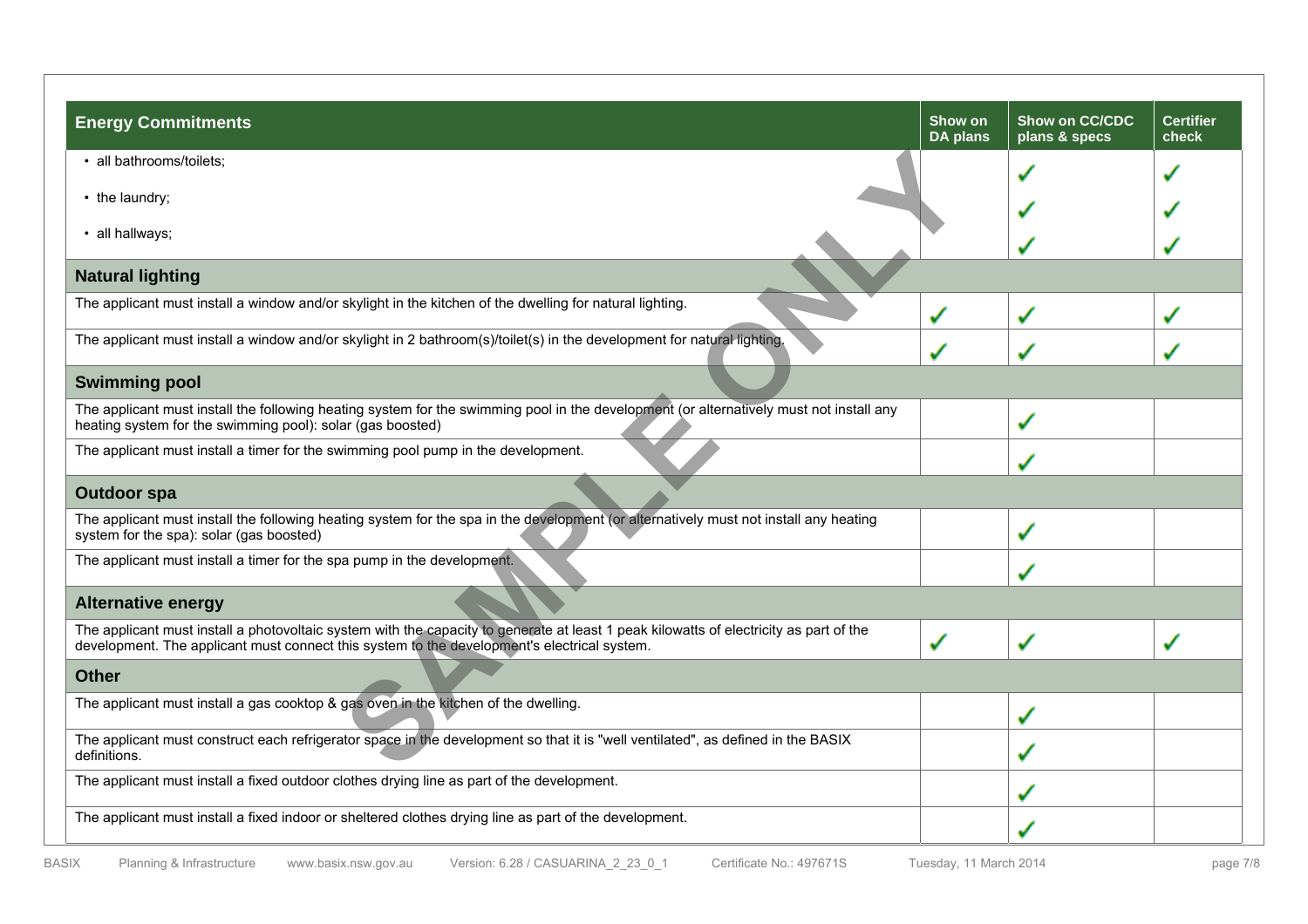| Energy Commitments | Show on DA plans | Show on CC/CDC plans & specs | Certifier check |
|---|---|---|---|
| • all bathrooms/toilets; | | ✔ | ✔ |
| • the laundry; | | ✔ | ✔ |
| • all hallways; | | ✔ | ✔ |
| **Natural lighting** | | | |
| The applicant must install a window and/or skylight in the kitchen of the dwelling for natural lighting. | ✔ | ✔ | ✔ |
| The applicant must install a window and/or skylight in 2 bathroom(s)/toilet(s) in the development for natural lighting. | ✔ | ✔ | ✔ |
| **Swimming pool** | | | |
| The applicant must install the following heating system for the swimming pool in the development (or alternatively must not install any heating system for the swimming pool): solar (gas boosted) | | ✔ | |
| The applicant must install a timer for the swimming pool pump in the development. | | ✔ | |
| **Outdoor spa** | | | |
| The applicant must install the following heating system for the spa in the development (or alternatively must not install any heating system for the spa): solar (gas boosted) | | ✔ | |
| The applicant must install a timer for the spa pump in the development. | | ✔ | |
| **Alternative energy** | | | |
| The applicant must install a photovoltaic system with the capacity to generate at least 1 peak kilowatts of electricity as part of the development. The applicant must connect this system to the development's electrical system. | ✔ | ✔ | ✔ |
| **Other** | | | |
| The applicant must install a gas cooktop & gas oven in the kitchen of the dwelling. | | ✔ | |
| The applicant must construct each refrigerator space in the development so that it is "well ventilated", as defined in the BASIX definitions. | | ✔ | |
| The applicant must install a fixed outdoor clothes drying line as part of the development. | | ✔ | |
| The applicant must install a fixed indoor or sheltered clothes drying line as part of the development. | | ✔ | |

SAMPLE ONLY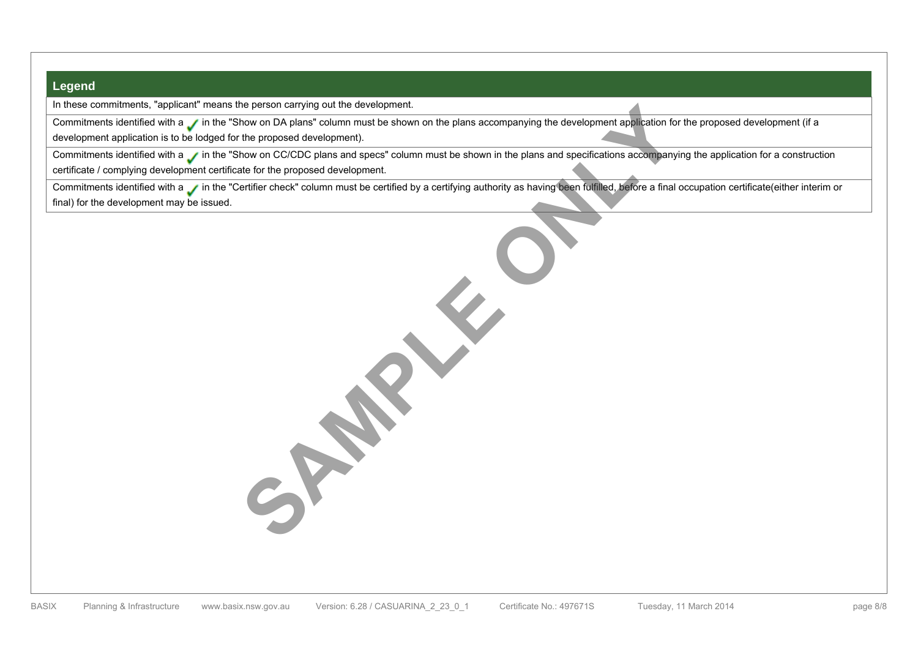## Legend

In these commitments, "applicant" means the person carrying out the development.

Commitments identified with a ✓ in the "Show on DA plans" column must be shown on the plans accompanying the development application for the proposed development (if a development application is to be lodged for the proposed development).

Commitments identified with a ✓ in the "Show on CC/CDC plans and specs" column must be shown in the plans and specifications accompanying the application for a construction certificate / complying development certificate for the proposed development.

Commitments identified with a ✓ in the "Certifier check" column must be certified by a certifying authority as having been fulfilled, before a final occupation certificate(either interim or final) for the development may be issued.

SAMPLE ONLY